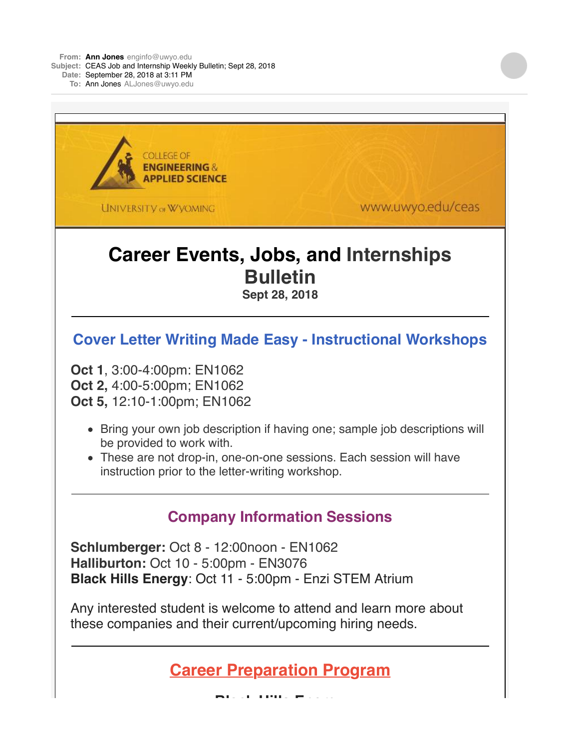**From:** Ann Jones enginfo@uwyo.edu
**Subject:** CEAS Job and Internship Weekly Bulletin; Sept 28, 2018
**Date:** September 28, 2018 at 3:11 PM
**To:** Ann Jones ALJones@uwyo.edu

COLLEGE OF ENGINEERING & APPLIED SCIENCE

UNIVERSITY OF WYOMING

www.uwyo.edu/ceas

# Career Events, Jobs, and Internships Bulletin

**Sept 28, 2018**

---

## Cover Letter Writing Made Easy - Instructional Workshops

**Oct 1**, 3:00-4:00pm: EN1062
**Oct 2,** 4:00-5:00pm; EN1062
**Oct 5,** 12:10-1:00pm; EN1062

- Bring your own job description if having one; sample job descriptions will be provided to work with.
- These are not drop-in, one-on-one sessions. Each session will have instruction prior to the letter-writing workshop.

---

## Company Information Sessions

**Schlumberger:** Oct 8 - 12:00noon - EN1062
**Halliburton:** Oct 10 - 5:00pm - EN3076
**Black Hills Energy**: Oct 11 - 5:00pm - Enzi STEM Atrium

Any interested student is welcome to attend and learn more about these companies and their current/upcoming hiring needs.

---

## Career Preparation Program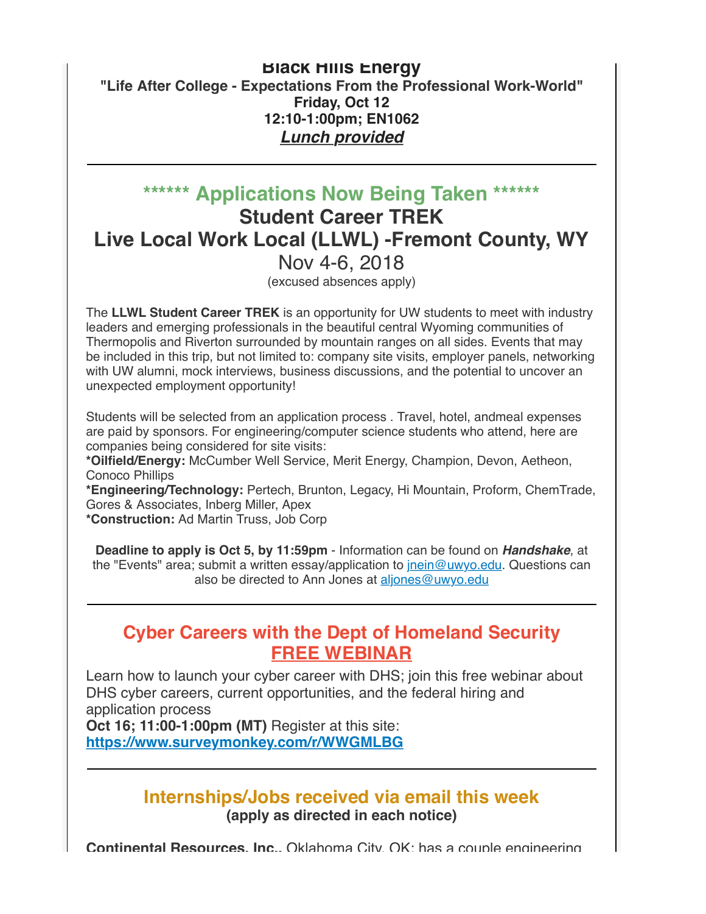**Black Hills Energy**
**"Life After College - Expectations From the Professional Work-World"**
**Friday, Oct 12**
**12:10-1:00pm; EN1062**
***Lunch provided***

---

## ****** Applications Now Being Taken ******

## Student Career TREK

## Live Local Work Local (LLWL) -Fremont County, WY

Nov 4-6, 2018

(excused absences apply)

The **LLWL Student Career TREK** is an opportunity for UW students to meet with industry leaders and emerging professionals in the beautiful central Wyoming communities of Thermopolis and Riverton surrounded by mountain ranges on all sides. Events that may be included in this trip, but not limited to: company site visits, employer panels, networking with UW alumni, mock interviews, business discussions, and the potential to uncover an unexpected employment opportunity!

Students will be selected from an application process . Travel, hotel, andmeal expenses are paid by sponsors. For engineering/computer science students who attend, here are companies being considered for site visits:
**\*Oilfield/Energy:** McCumber Well Service, Merit Energy, Champion, Devon, Aetheon, Conoco Phillips
**\*Engineering/Technology:** Pertech, Brunton, Legacy, Hi Mountain, Proform, ChemTrade, Gores & Associates, Inberg Miller, Apex
**\*Construction:** Ad Martin Truss, Job Corp

**Deadline to apply is Oct 5, by 11:59pm** - Information can be found on ***Handshake***, at the "Events" area; submit a written essay/application to jnein@uwyo.edu. Questions can also be directed to Ann Jones at aljones@uwyo.edu

---

## Cyber Careers with the Dept of Homeland Security
## FREE WEBINAR

Learn how to launch your cyber career with DHS; join this free webinar about DHS cyber careers, current opportunities, and the federal hiring and application process
**Oct 16; 11:00-1:00pm (MT)** Register at this site:
**https://www.surveymonkey.com/r/WWGMLBG**

---

## Internships/Jobs received via email this week
**(apply as directed in each notice)**

**Continental Resources, Inc.**, Oklahoma City, OK; has a couple engineering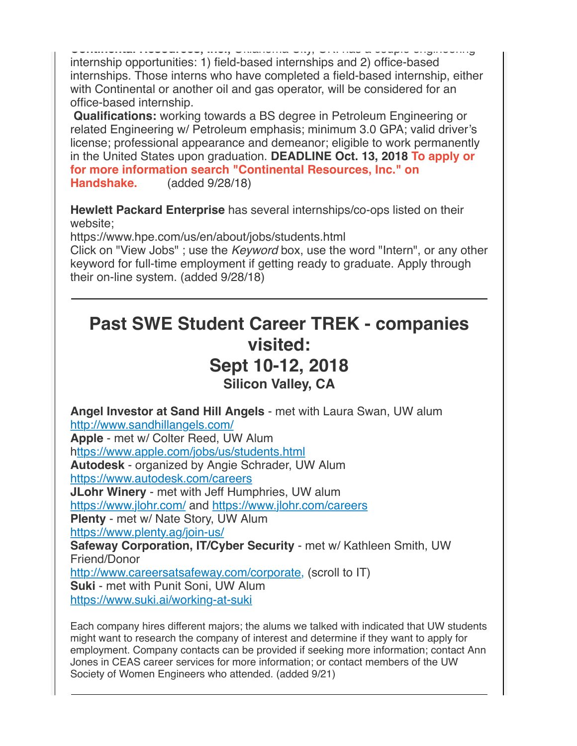**Continental Resources, Inc.,** Oklahoma City, OK. has a couple engineering internship opportunities: 1) field-based internships and 2) office-based internships. Those interns who have completed a field-based internship, either with Continental or another oil and gas operator, will be considered for an office-based internship.

**Qualifications:** working towards a BS degree in Petroleum Engineering or related Engineering w/ Petroleum emphasis; minimum 3.0 GPA; valid driver's license; professional appearance and demeanor; eligible to work permanently in the United States upon graduation. **DEADLINE Oct. 13, 2018** **To apply or for more information search "Continental Resources, Inc." on Handshake.** (added 9/28/18)

**Hewlett Packard Enterprise** has several internships/co-ops listed on their website;
https://www.hpe.com/us/en/about/jobs/students.html
Click on "View Jobs" ; use the *Keyword* box, use the word "Intern", or any other keyword for full-time employment if getting ready to graduate. Apply through their on-line system. (added 9/28/18)

---

## Past SWE Student Career TREK - companies visited:
## Sept 10-12, 2018
### Silicon Valley, CA

**Angel Investor at Sand Hill Angels** - met with Laura Swan, UW alum
http://www.sandhillangels.com/
**Apple** - met w/ Colter Reed, UW Alum
https://www.apple.com/jobs/us/students.html
**Autodesk** - organized by Angie Schrader, UW Alum
https://www.autodesk.com/careers
**JLohr Winery** - met with Jeff Humphries, UW alum
https://www.jlohr.com/ and https://www.jlohr.com/careers
**Plenty** - met w/ Nate Story, UW Alum
https://www.plenty.ag/join-us/
**Safeway Corporation, IT/Cyber Security** - met w/ Kathleen Smith, UW Friend/Donor
http://www.careersatsafeway.com/corporate, (scroll to IT)
**Suki** - met with Punit Soni, UW Alum
https://www.suki.ai/working-at-suki

Each company hires different majors; the alums we talked with indicated that UW students might want to research the company of interest and determine if they want to apply for employment. Company contacts can be provided if seeking more information; contact Ann Jones in CEAS career services for more information; or contact members of the UW Society of Women Engineers who attended. (added 9/21)

---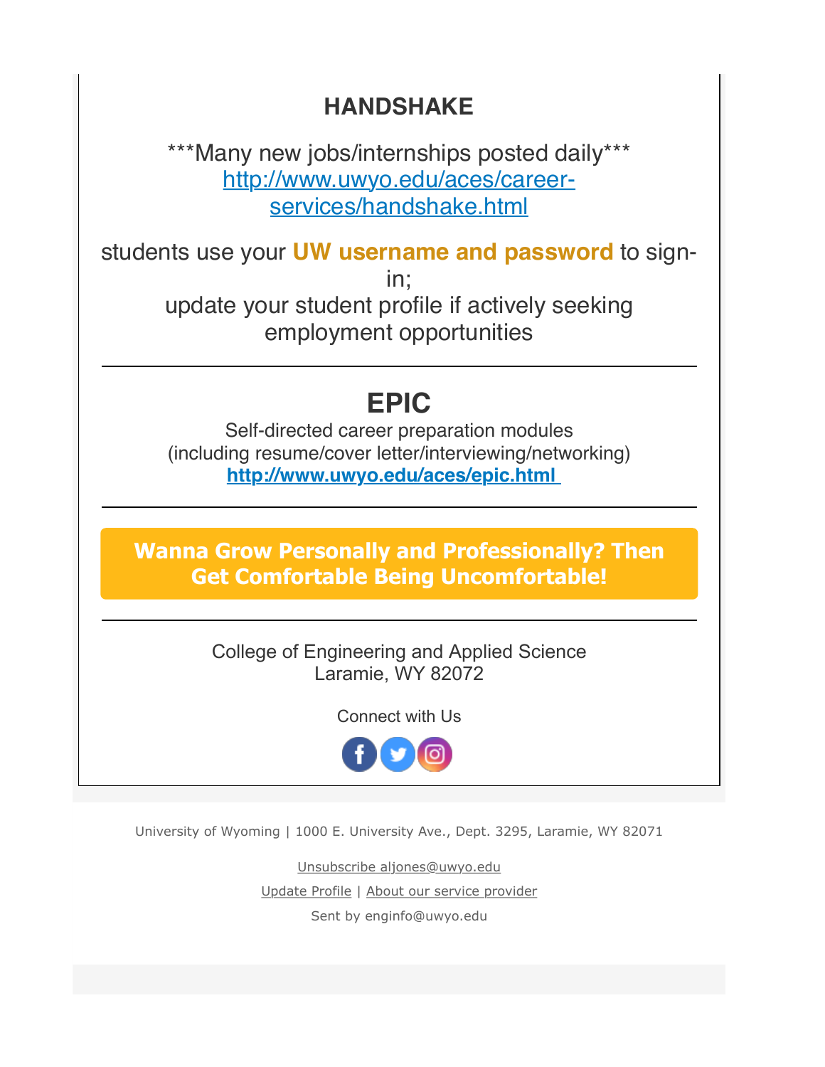## HANDSHAKE

***Many new jobs/internships posted daily***
http://www.uwyo.edu/aces/career-services/handshake.html

students use your **UW username and password** to sign-in;
update your student profile if actively seeking employment opportunities

---

## EPIC

Self-directed career preparation modules
(including resume/cover letter/interviewing/networking)
**http://www.uwyo.edu/aces/epic.html**

---

**Wanna Grow Personally and Professionally? Then Get Comfortable Being Uncomfortable!**

---

College of Engineering and Applied Science
Laramie, WY 82072

Connect with Us

University of Wyoming | 1000 E. University Ave., Dept. 3295, Laramie, WY 82071

Unsubscribe aljones@uwyo.edu

Update Profile | About our service provider

Sent by enginfo@uwyo.edu